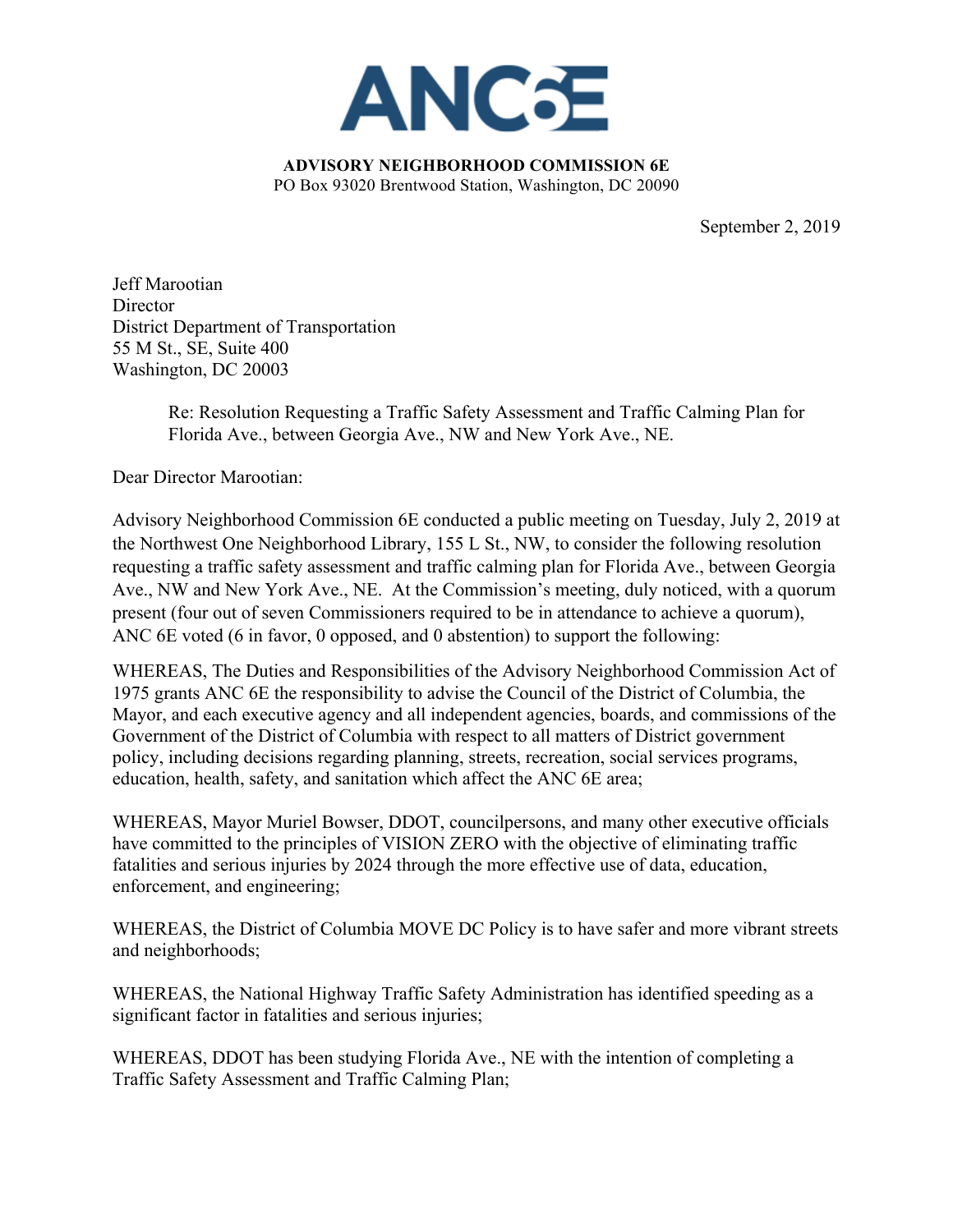# ANC6E

**ADVISORY NEIGHBORHOOD COMMISSION 6E**
PO Box 93020 Brentwood Station, Washington, DC 20090

September 2, 2019

Jeff Marootian
Director
District Department of Transportation
55 M St., SE, Suite 400
Washington, DC 20003

Re: Resolution Requesting a Traffic Safety Assessment and Traffic Calming Plan for Florida Ave., between Georgia Ave., NW and New York Ave., NE.

Dear Director Marootian:

Advisory Neighborhood Commission 6E conducted a public meeting on Tuesday, July 2, 2019 at the Northwest One Neighborhood Library, 155 L St., NW, to consider the following resolution requesting a traffic safety assessment and traffic calming plan for Florida Ave., between Georgia Ave., NW and New York Ave., NE. At the Commission's meeting, duly noticed, with a quorum present (four out of seven Commissioners required to be in attendance to achieve a quorum), ANC 6E voted (6 in favor, 0 opposed, and 0 abstention) to support the following:

WHEREAS, The Duties and Responsibilities of the Advisory Neighborhood Commission Act of 1975 grants ANC 6E the responsibility to advise the Council of the District of Columbia, the Mayor, and each executive agency and all independent agencies, boards, and commissions of the Government of the District of Columbia with respect to all matters of District government policy, including decisions regarding planning, streets, recreation, social services programs, education, health, safety, and sanitation which affect the ANC 6E area;

WHEREAS, Mayor Muriel Bowser, DDOT, councilpersons, and many other executive officials have committed to the principles of VISION ZERO with the objective of eliminating traffic fatalities and serious injuries by 2024 through the more effective use of data, education, enforcement, and engineering;

WHEREAS, the District of Columbia MOVE DC Policy is to have safer and more vibrant streets and neighborhoods;

WHEREAS, the National Highway Traffic Safety Administration has identified speeding as a significant factor in fatalities and serious injuries;

WHEREAS, DDOT has been studying Florida Ave., NE with the intention of completing a Traffic Safety Assessment and Traffic Calming Plan;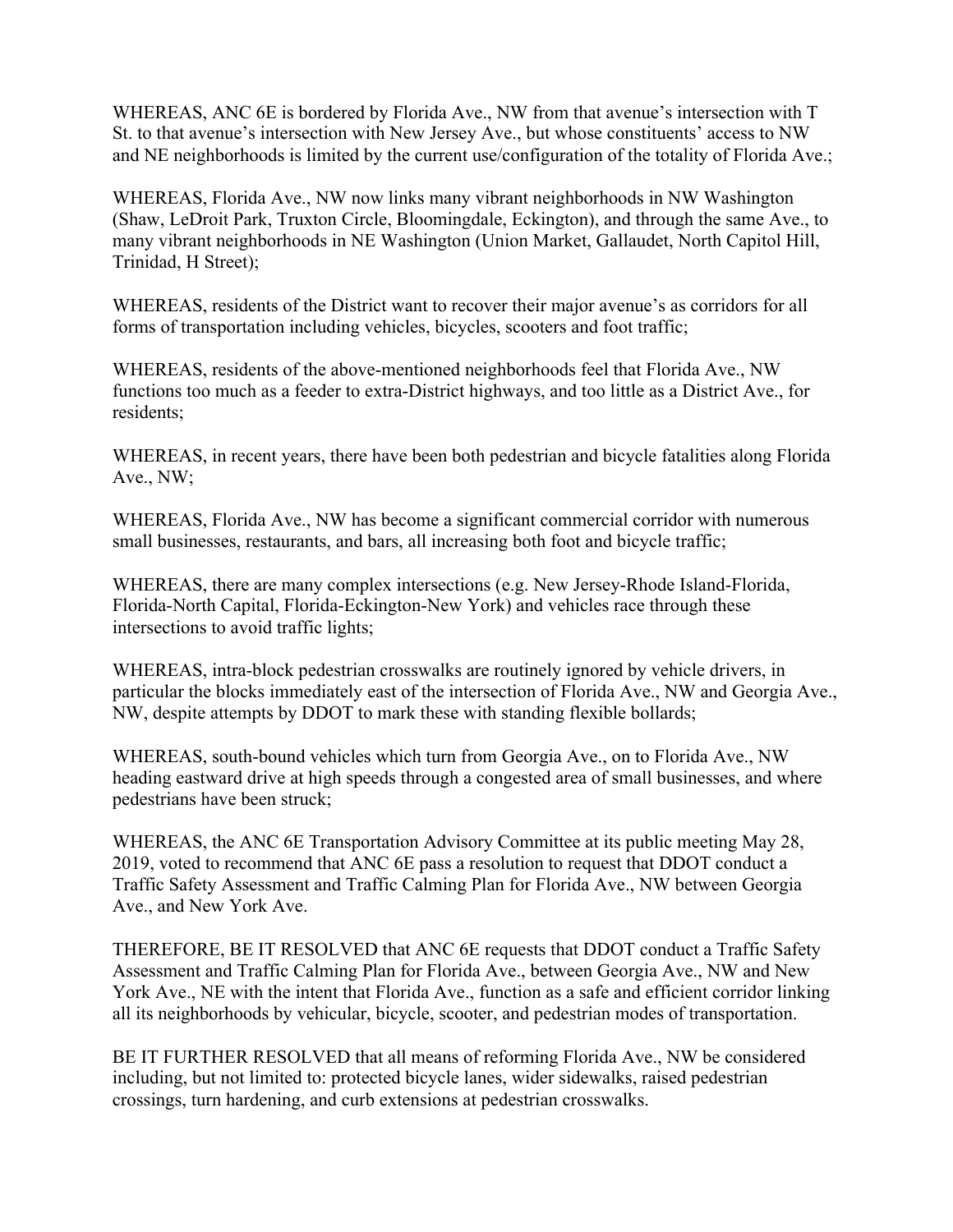WHEREAS, ANC 6E is bordered by Florida Ave., NW from that avenue's intersection with T St. to that avenue's intersection with New Jersey Ave., but whose constituents' access to NW and NE neighborhoods is limited by the current use/configuration of the totality of Florida Ave.;

WHEREAS, Florida Ave., NW now links many vibrant neighborhoods in NW Washington (Shaw, LeDroit Park, Truxton Circle, Bloomingdale, Eckington), and through the same Ave., to many vibrant neighborhoods in NE Washington (Union Market, Gallaudet, North Capitol Hill, Trinidad, H Street);

WHEREAS, residents of the District want to recover their major avenue's as corridors for all forms of transportation including vehicles, bicycles, scooters and foot traffic;

WHEREAS, residents of the above-mentioned neighborhoods feel that Florida Ave., NW functions too much as a feeder to extra-District highways, and too little as a District Ave., for residents;

WHEREAS, in recent years, there have been both pedestrian and bicycle fatalities along Florida Ave., NW;

WHEREAS, Florida Ave., NW has become a significant commercial corridor with numerous small businesses, restaurants, and bars, all increasing both foot and bicycle traffic;

WHEREAS, there are many complex intersections (e.g. New Jersey-Rhode Island-Florida, Florida-North Capital, Florida-Eckington-New York) and vehicles race through these intersections to avoid traffic lights;

WHEREAS, intra-block pedestrian crosswalks are routinely ignored by vehicle drivers, in particular the blocks immediately east of the intersection of Florida Ave., NW and Georgia Ave., NW, despite attempts by DDOT to mark these with standing flexible bollards;

WHEREAS, south-bound vehicles which turn from Georgia Ave., on to Florida Ave., NW heading eastward drive at high speeds through a congested area of small businesses, and where pedestrians have been struck;

WHEREAS, the ANC 6E Transportation Advisory Committee at its public meeting May 28, 2019, voted to recommend that ANC 6E pass a resolution to request that DDOT conduct a Traffic Safety Assessment and Traffic Calming Plan for Florida Ave., NW between Georgia Ave., and New York Ave.

THEREFORE, BE IT RESOLVED that ANC 6E requests that DDOT conduct a Traffic Safety Assessment and Traffic Calming Plan for Florida Ave., between Georgia Ave., NW and New York Ave., NE with the intent that Florida Ave., function as a safe and efficient corridor linking all its neighborhoods by vehicular, bicycle, scooter, and pedestrian modes of transportation.

BE IT FURTHER RESOLVED that all means of reforming Florida Ave., NW be considered including, but not limited to: protected bicycle lanes, wider sidewalks, raised pedestrian crossings, turn hardening, and curb extensions at pedestrian crosswalks.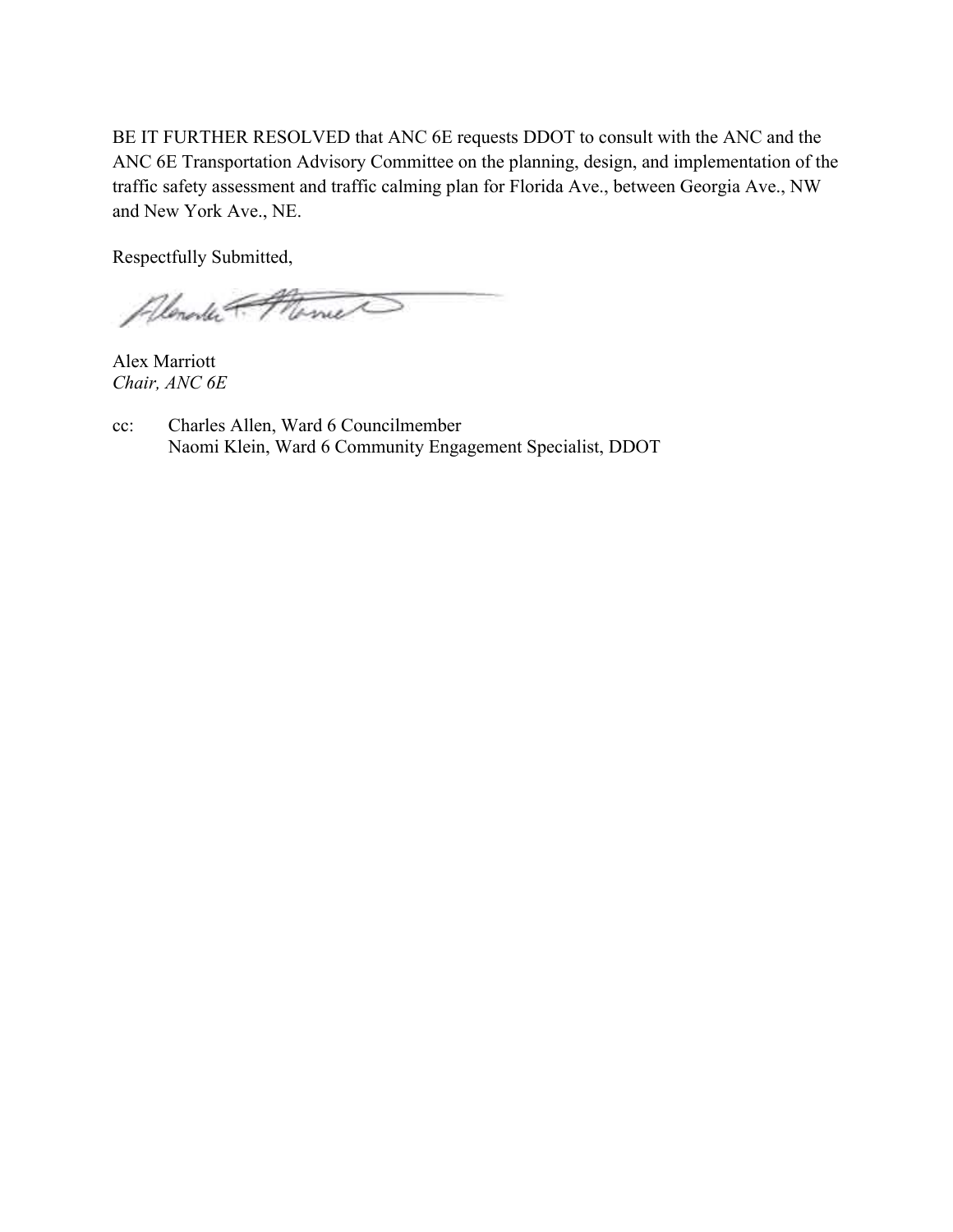BE IT FURTHER RESOLVED that ANC 6E requests DDOT to consult with the ANC and the ANC 6E Transportation Advisory Committee on the planning, design, and implementation of the traffic safety assessment and traffic calming plan for Florida Ave., between Georgia Ave., NW and New York Ave., NE.

Respectfully Submitted,

Alex Marriott
*Chair, ANC 6E*

cc: Charles Allen, Ward 6 Councilmember
Naomi Klein, Ward 6 Community Engagement Specialist, DDOT